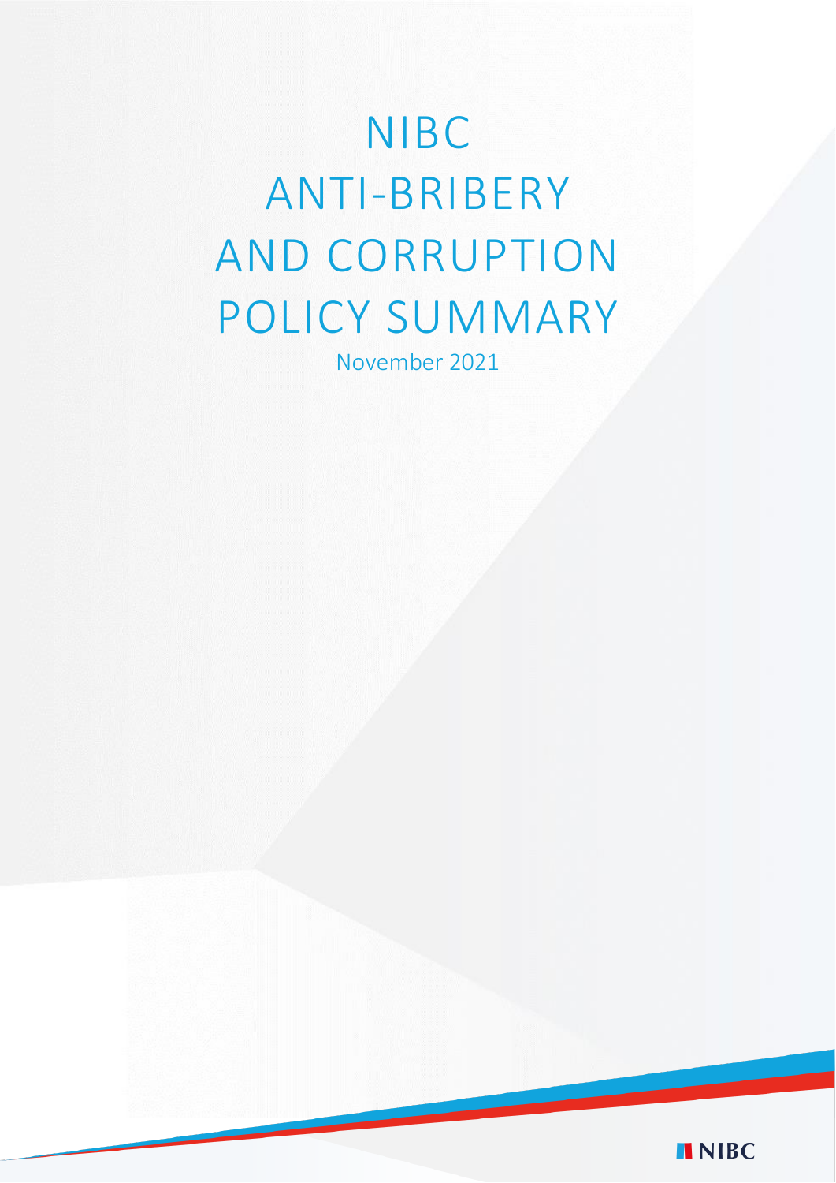# NIBC ANTI-BRIBERY AND CORRUPTION POLICY SUMMARY

November 2021

NIBC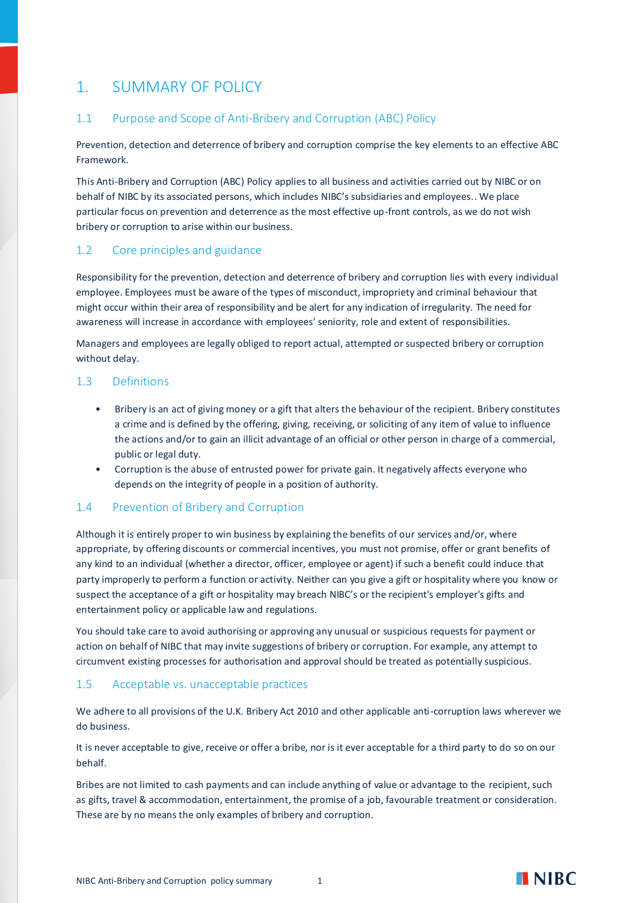# 1. SUMMARY OF POLICY

## 1.1 Purpose and Scope of Anti-Bribery and Corruption (ABC) Policy

Prevention, detection and deterrence of bribery and corruption comprise the key elements to an effective ABC Framework.

This Anti-Bribery and Corruption (ABC) Policy applies to all business and activities carried out by NIBC or on behalf of NIBC by its associated persons, which includes NIBC's subsidiaries and employees.. We place particular focus on prevention and deterrence as the most effective up-front controls, as we do not wish bribery or corruption to arise within our business.

## 1.2 Core principles and guidance

Responsibility for the prevention, detection and deterrence of bribery and corruption lies with every individual employee. Employees must be aware of the types of misconduct, impropriety and criminal behaviour that might occur within their area of responsibility and be alert for any indication of irregularity. The need for awareness will increase in accordance with employees' seniority, role and extent of responsibilities.

Managers and employees are legally obliged to report actual, attempted or suspected bribery or corruption without delay.

## 1.3 Definitions

- Bribery is an act of giving money or a gift that alters the behaviour of the recipient. Bribery constitutes a crime and is defined by the offering, giving, receiving, or soliciting of any item of value to influence the actions and/or to gain an illicit advantage of an official or other person in charge of a commercial, public or legal duty.
- Corruption is the abuse of entrusted power for private gain. It negatively affects everyone who depends on the integrity of people in a position of authority.

## 1.4 Prevention of Bribery and Corruption

Although it is entirely proper to win business by explaining the benefits of our services and/or, where appropriate, by offering discounts or commercial incentives, you must not promise, offer or grant benefits of any kind to an individual (whether a director, officer, employee or agent) if such a benefit could induce that party improperly to perform a function or activity. Neither can you give a gift or hospitality where you know or suspect the acceptance of a gift or hospitality may breach NIBC's or the recipient's employer's gifts and entertainment policy or applicable law and regulations.

You should take care to avoid authorising or approving any unusual or suspicious requests for payment or action on behalf of NIBC that may invite suggestions of bribery or corruption. For example, any attempt to circumvent existing processes for authorisation and approval should be treated as potentially suspicious.

## 1.5 Acceptable vs. unacceptable practices

We adhere to all provisions of the U.K. Bribery Act 2010 and other applicable anti-corruption laws wherever we do business.

It is never acceptable to give, receive or offer a bribe, nor is it ever acceptable for a third party to do so on our behalf.

Bribes are not limited to cash payments and can include anything of value or advantage to the recipient, such as gifts, travel & accommodation, entertainment, the promise of a job, favourable treatment or consideration. These are by no means the only examples of bribery and corruption.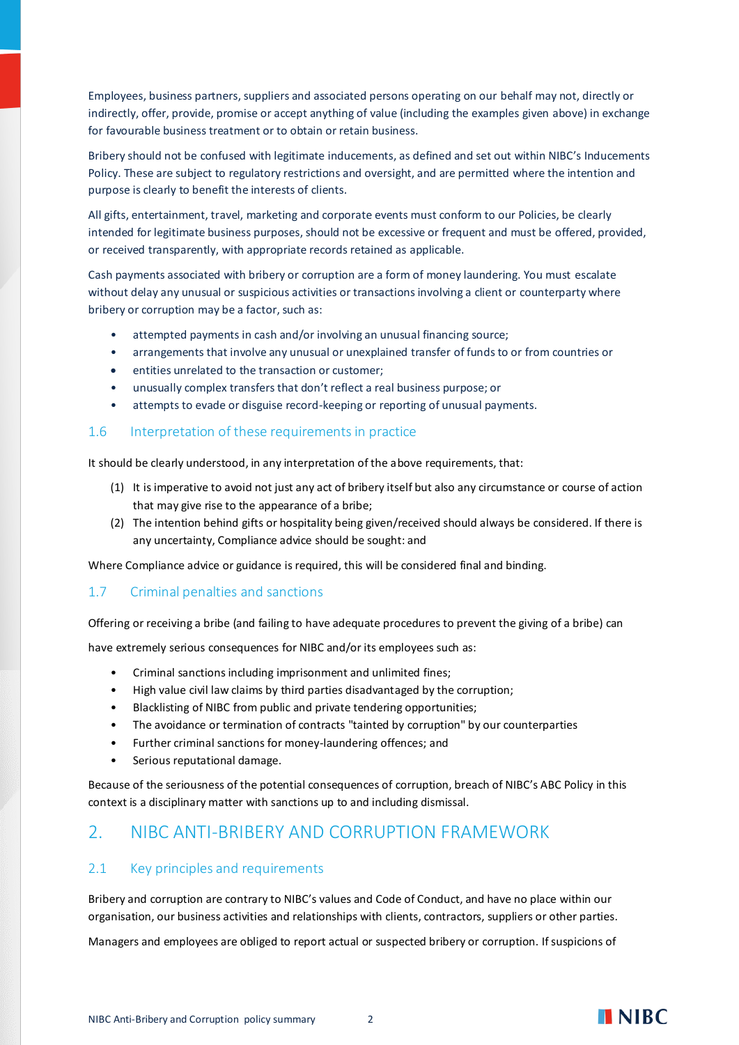Employees, business partners, suppliers and associated persons operating on our behalf may not, directly or indirectly, offer, provide, promise or accept anything of value (including the examples given above) in exchange for favourable business treatment or to obtain or retain business.

Bribery should not be confused with legitimate inducements, as defined and set out within NIBC's Inducements Policy. These are subject to regulatory restrictions and oversight, and are permitted where the intention and purpose is clearly to benefit the interests of clients.

All gifts, entertainment, travel, marketing and corporate events must conform to our Policies, be clearly intended for legitimate business purposes, should not be excessive or frequent and must be offered, provided, or received transparently, with appropriate records retained as applicable.

Cash payments associated with bribery or corruption are a form of money laundering. You must escalate without delay any unusual or suspicious activities or transactions involving a client or counterparty where bribery or corruption may be a factor, such as:

- attempted payments in cash and/or involving an unusual financing source;
- arrangements that involve any unusual or unexplained transfer of funds to or from countries or
- entities unrelated to the transaction or customer;
- unusually complex transfers that don't reflect a real business purpose; or
- attempts to evade or disguise record-keeping or reporting of unusual payments.

### 1.6 Interpretation of these requirements in practice

It should be clearly understood, in any interpretation of the above requirements, that:

(1) It is imperative to avoid not just any act of bribery itself but also any circumstance or course of action that may give rise to the appearance of a bribe;

(2) The intention behind gifts or hospitality being given/received should always be considered. If there is any uncertainty, Compliance advice should be sought: and

Where Compliance advice or guidance is required, this will be considered final and binding.

### 1.7 Criminal penalties and sanctions

Offering or receiving a bribe (and failing to have adequate procedures to prevent the giving of a bribe) can have extremely serious consequences for NIBC and/or its employees such as:

- Criminal sanctions including imprisonment and unlimited fines;
- High value civil law claims by third parties disadvantaged by the corruption;
- Blacklisting of NIBC from public and private tendering opportunities;
- The avoidance or termination of contracts "tainted by corruption" by our counterparties
- Further criminal sanctions for money-laundering offences; and
- Serious reputational damage.

Because of the seriousness of the potential consequences of corruption, breach of NIBC's ABC Policy in this context is a disciplinary matter with sanctions up to and including dismissal.

## 2. NIBC ANTI-BRIBERY AND CORRUPTION FRAMEWORK

### 2.1 Key principles and requirements

Bribery and corruption are contrary to NIBC's values and Code of Conduct, and have no place within our organisation, our business activities and relationships with clients, contractors, suppliers or other parties.

Managers and employees are obliged to report actual or suspected bribery or corruption. If suspicions of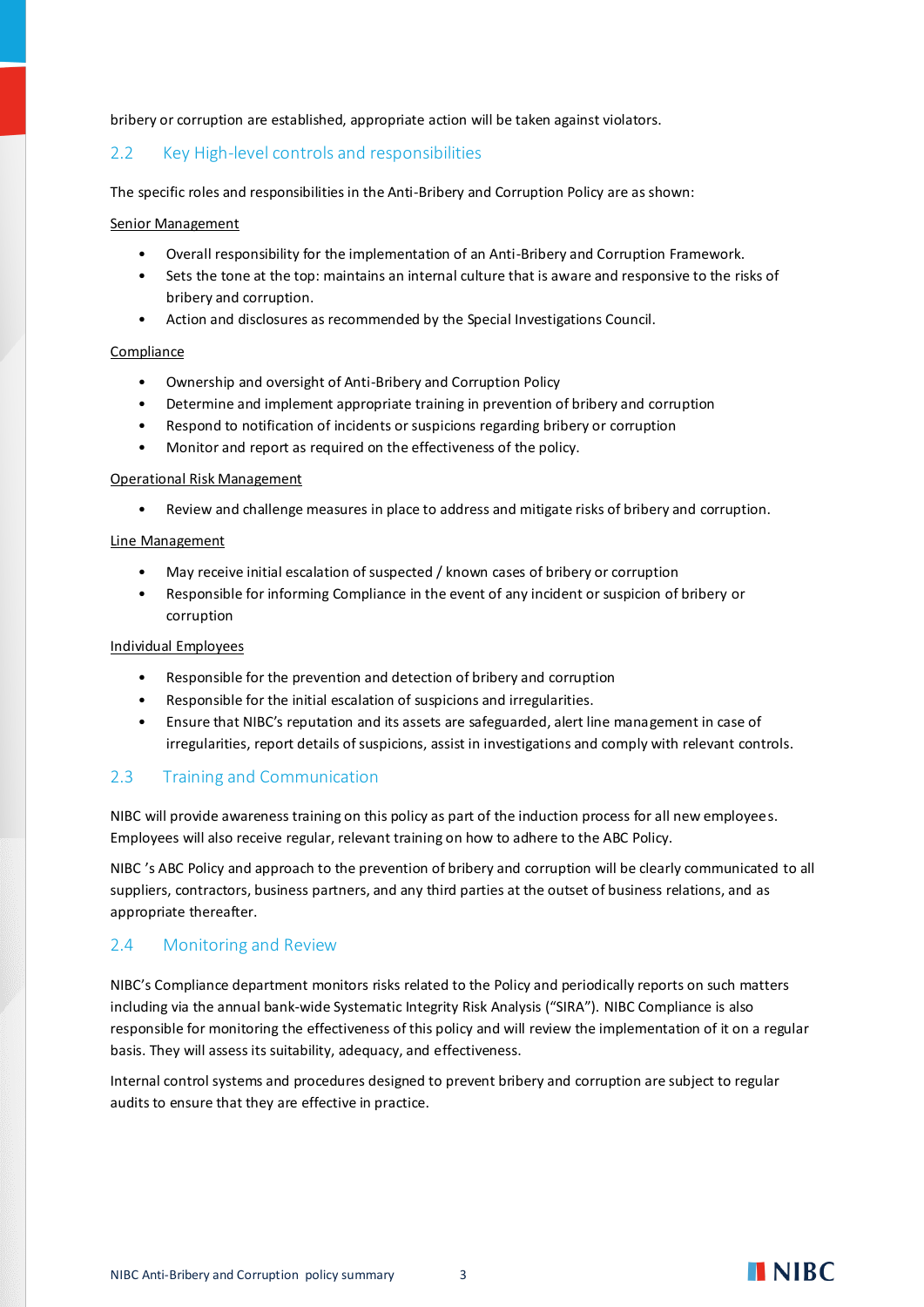bribery or corruption are established, appropriate action will be taken against violators.

## 2.2 Key High-level controls and responsibilities

The specific roles and responsibilities in the Anti-Bribery and Corruption Policy are as shown:

<u>Senior Management</u>

- Overall responsibility for the implementation of an Anti-Bribery and Corruption Framework.
- Sets the tone at the top: maintains an internal culture that is aware and responsive to the risks of bribery and corruption.
- Action and disclosures as recommended by the Special Investigations Council.

<u>Compliance</u>

- Ownership and oversight of Anti-Bribery and Corruption Policy
- Determine and implement appropriate training in prevention of bribery and corruption
- Respond to notification of incidents or suspicions regarding bribery or corruption
- Monitor and report as required on the effectiveness of the policy.

<u>Operational Risk Management</u>

- Review and challenge measures in place to address and mitigate risks of bribery and corruption.

<u>Line Management</u>

- May receive initial escalation of suspected / known cases of bribery or corruption
- Responsible for informing Compliance in the event of any incident or suspicion of bribery or corruption

<u>Individual Employees</u>

- Responsible for the prevention and detection of bribery and corruption
- Responsible for the initial escalation of suspicions and irregularities.
- Ensure that NIBC's reputation and its assets are safeguarded, alert line management in case of irregularities, report details of suspicions, assist in investigations and comply with relevant controls.

## 2.3 Training and Communication

NIBC will provide awareness training on this policy as part of the induction process for all new employees. Employees will also receive regular, relevant training on how to adhere to the ABC Policy.

NIBC 's ABC Policy and approach to the prevention of bribery and corruption will be clearly communicated to all suppliers, contractors, business partners, and any third parties at the outset of business relations, and as appropriate thereafter.

## 2.4 Monitoring and Review

NIBC's Compliance department monitors risks related to the Policy and periodically reports on such matters including via the annual bank-wide Systematic Integrity Risk Analysis ("SIRA"). NIBC Compliance is also responsible for monitoring the effectiveness of this policy and will review the implementation of it on a regular basis. They will assess its suitability, adequacy, and effectiveness.

Internal control systems and procedures designed to prevent bribery and corruption are subject to regular audits to ensure that they are effective in practice.